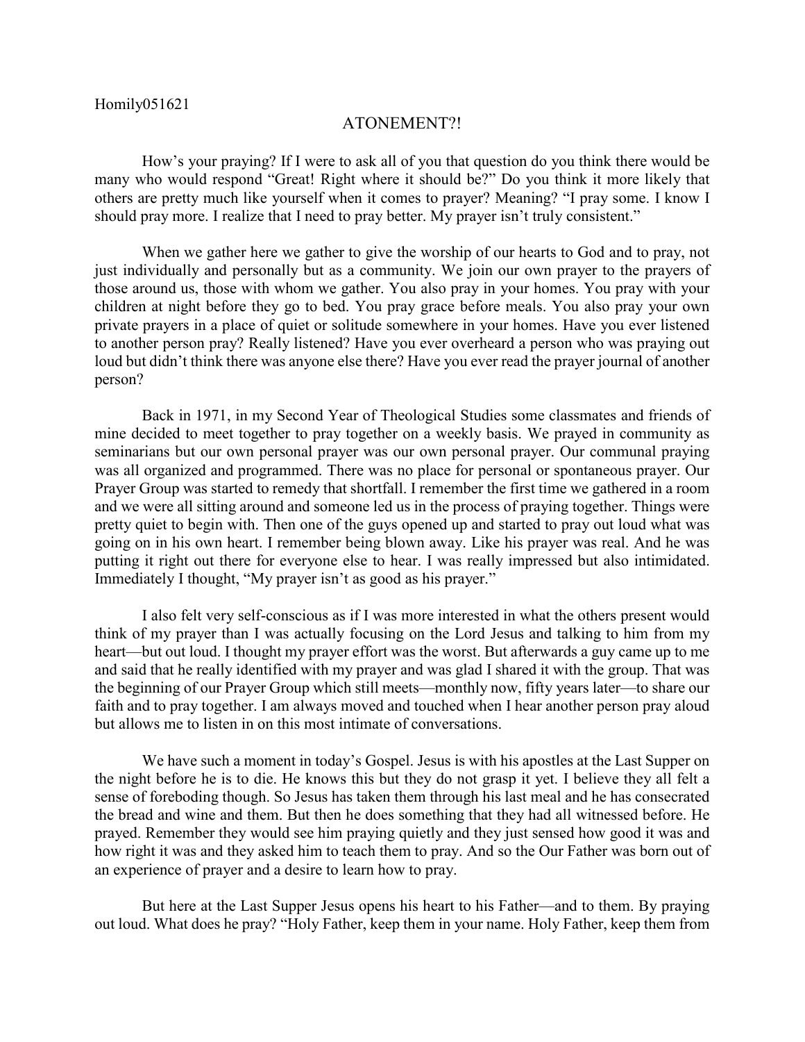Homily051621

# ATONEMENT?!

How's your praying? If I were to ask all of you that question do you think there would be many who would respond "Great! Right where it should be?" Do you think it more likely that others are pretty much like yourself when it comes to prayer? Meaning? "I pray some. I know I should pray more. I realize that I need to pray better. My prayer isn't truly consistent."

When we gather here we gather to give the worship of our hearts to God and to pray, not just individually and personally but as a community. We join our own prayer to the prayers of those around us, those with whom we gather. You also pray in your homes. You pray with your children at night before they go to bed. You pray grace before meals. You also pray your own private prayers in a place of quiet or solitude somewhere in your homes. Have you ever listened to another person pray? Really listened? Have you ever overheard a person who was praying out loud but didn't think there was anyone else there? Have you ever read the prayer journal of another person?

Back in 1971, in my Second Year of Theological Studies some classmates and friends of mine decided to meet together to pray together on a weekly basis. We prayed in community as seminarians but our own personal prayer was our own personal prayer. Our communal praying was all organized and programmed. There was no place for personal or spontaneous prayer. Our Prayer Group was started to remedy that shortfall. I remember the first time we gathered in a room and we were all sitting around and someone led us in the process of praying together. Things were pretty quiet to begin with. Then one of the guys opened up and started to pray out loud what was going on in his own heart. I remember being blown away. Like his prayer was real. And he was putting it right out there for everyone else to hear. I was really impressed but also intimidated. Immediately I thought, "My prayer isn't as good as his prayer."

I also felt very self-conscious as if I was more interested in what the others present would think of my prayer than I was actually focusing on the Lord Jesus and talking to him from my heart—but out loud. I thought my prayer effort was the worst. But afterwards a guy came up to me and said that he really identified with my prayer and was glad I shared it with the group. That was the beginning of our Prayer Group which still meets—monthly now, fifty years later—to share our faith and to pray together. I am always moved and touched when I hear another person pray aloud but allows me to listen in on this most intimate of conversations.

We have such a moment in today's Gospel. Jesus is with his apostles at the Last Supper on the night before he is to die. He knows this but they do not grasp it yet. I believe they all felt a sense of foreboding though. So Jesus has taken them through his last meal and he has consecrated the bread and wine and them. But then he does something that they had all witnessed before. He prayed. Remember they would see him praying quietly and they just sensed how good it was and how right it was and they asked him to teach them to pray. And so the Our Father was born out of an experience of prayer and a desire to learn how to pray.

But here at the Last Supper Jesus opens his heart to his Father—and to them. By praying out loud. What does he pray? "Holy Father, keep them in your name. Holy Father, keep them from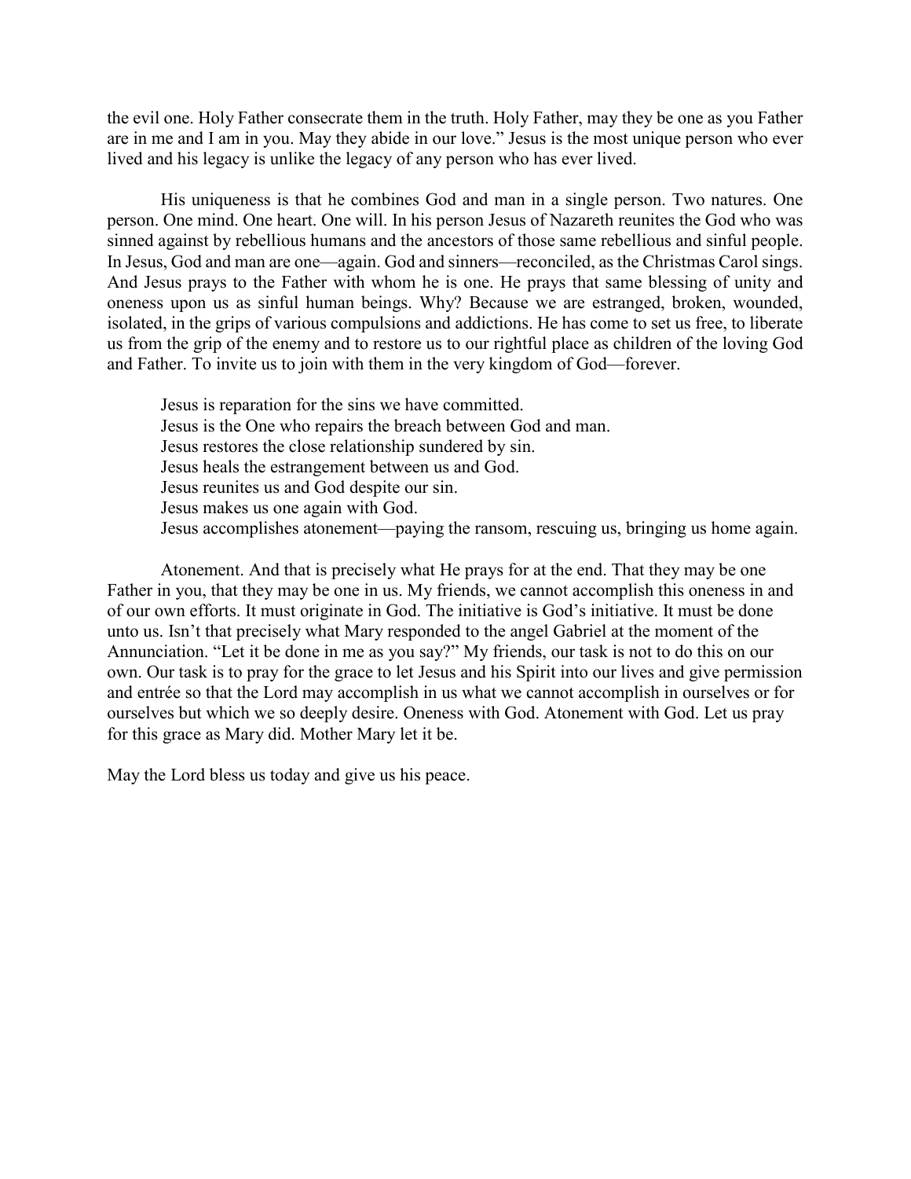the evil one. Holy Father consecrate them in the truth. Holy Father, may they be one as you Father are in me and I am in you. May they abide in our love." Jesus is the most unique person who ever lived and his legacy is unlike the legacy of any person who has ever lived.

His uniqueness is that he combines God and man in a single person. Two natures. One person. One mind. One heart. One will. In his person Jesus of Nazareth reunites the God who was sinned against by rebellious humans and the ancestors of those same rebellious and sinful people. In Jesus, God and man are one—again. God and sinners—reconciled, as the Christmas Carol sings. And Jesus prays to the Father with whom he is one. He prays that same blessing of unity and oneness upon us as sinful human beings. Why? Because we are estranged, broken, wounded, isolated, in the grips of various compulsions and addictions. He has come to set us free, to liberate us from the grip of the enemy and to restore us to our rightful place as children of the loving God and Father. To invite us to join with them in the very kingdom of God—forever.

Jesus is reparation for the sins we have committed.
Jesus is the One who repairs the breach between God and man.
Jesus restores the close relationship sundered by sin.
Jesus heals the estrangement between us and God.
Jesus reunites us and God despite our sin.
Jesus makes us one again with God.
Jesus accomplishes atonement—paying the ransom, rescuing us, bringing us home again.

Atonement. And that is precisely what He prays for at the end. That they may be one Father in you, that they may be one in us. My friends, we cannot accomplish this oneness in and of our own efforts. It must originate in God. The initiative is God's initiative. It must be done unto us. Isn't that precisely what Mary responded to the angel Gabriel at the moment of the Annunciation. "Let it be done in me as you say?" My friends, our task is not to do this on our own. Our task is to pray for the grace to let Jesus and his Spirit into our lives and give permission and entrée so that the Lord may accomplish in us what we cannot accomplish in ourselves or for ourselves but which we so deeply desire. Oneness with God. Atonement with God. Let us pray for this grace as Mary did. Mother Mary let it be.

May the Lord bless us today and give us his peace.